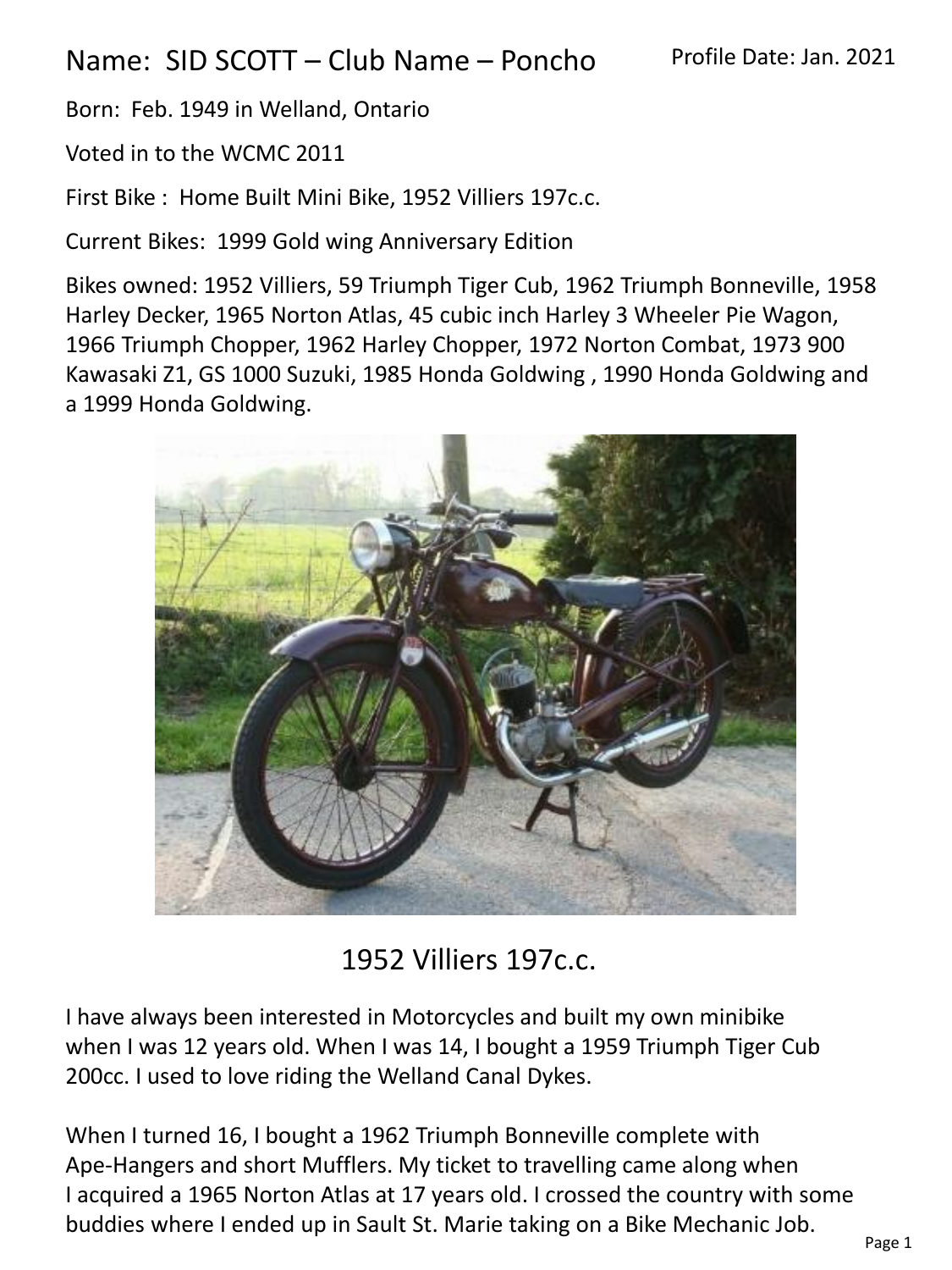# Name: SID SCOTT – Club Name – Poncho

Profile Date: Jan. 2021

Born: Feb. 1949 in Welland, Ontario

Voted in to the WCMC 2011

First Bike : Home Built Mini Bike, 1952 Villiers 197c.c.

Current Bikes: 1999 Gold wing Anniversary Edition

Bikes owned: 1952 Villiers, 59 Triumph Tiger Cub, 1962 Triumph Bonneville, 1958 Harley Decker, 1965 Norton Atlas, 45 cubic inch Harley 3 Wheeler Pie Wagon, 1966 Triumph Chopper, 1962 Harley Chopper, 1972 Norton Combat, 1973 900 Kawasaki Z1, GS 1000 Suzuki, 1985 Honda Goldwing , 1990 Honda Goldwing and a 1999 Honda Goldwing.

1952 Villiers 197c.c.

I have always been interested in Motorcycles and built my own minibike when I was 12 years old. When I was 14, I bought a 1959 Triumph Tiger Cub 200cc. I used to love riding the Welland Canal Dykes.

When I turned 16, I bought a 1962 Triumph Bonneville complete with Ape-Hangers and short Mufflers. My ticket to travelling came along when I acquired a 1965 Norton Atlas at 17 years old. I crossed the country with some buddies where I ended up in Sault St. Marie taking on a Bike Mechanic Job.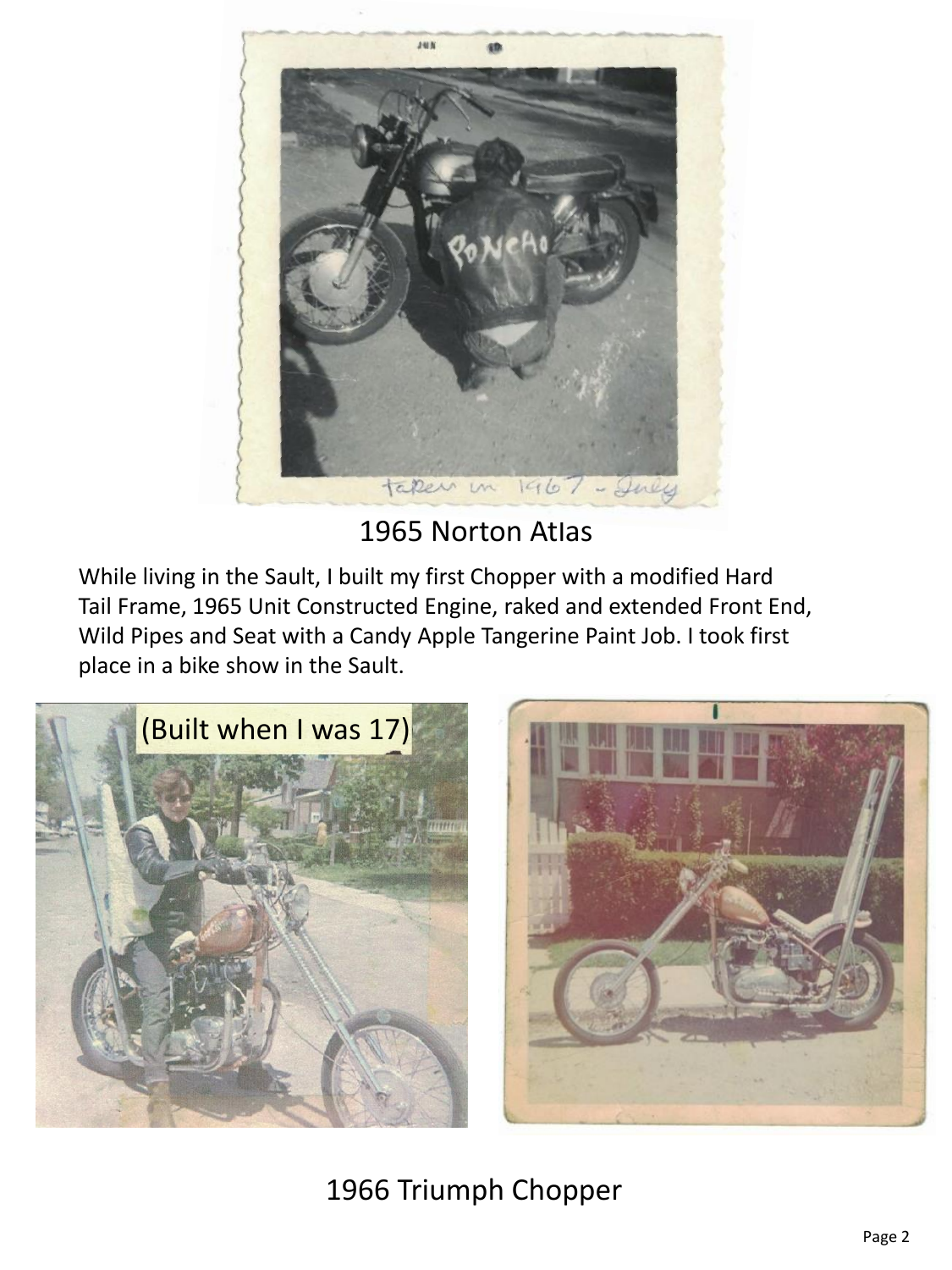1965 Norton Atlas

While living in the Sault, I built my first Chopper with a modified Hard Tail Frame, 1965 Unit Constructed Engine, raked and extended Front End, Wild Pipes and Seat with a Candy Apple Tangerine Paint Job. I took first place in a bike show in the Sault.

(Built when I was 17)

1966 Triumph Chopper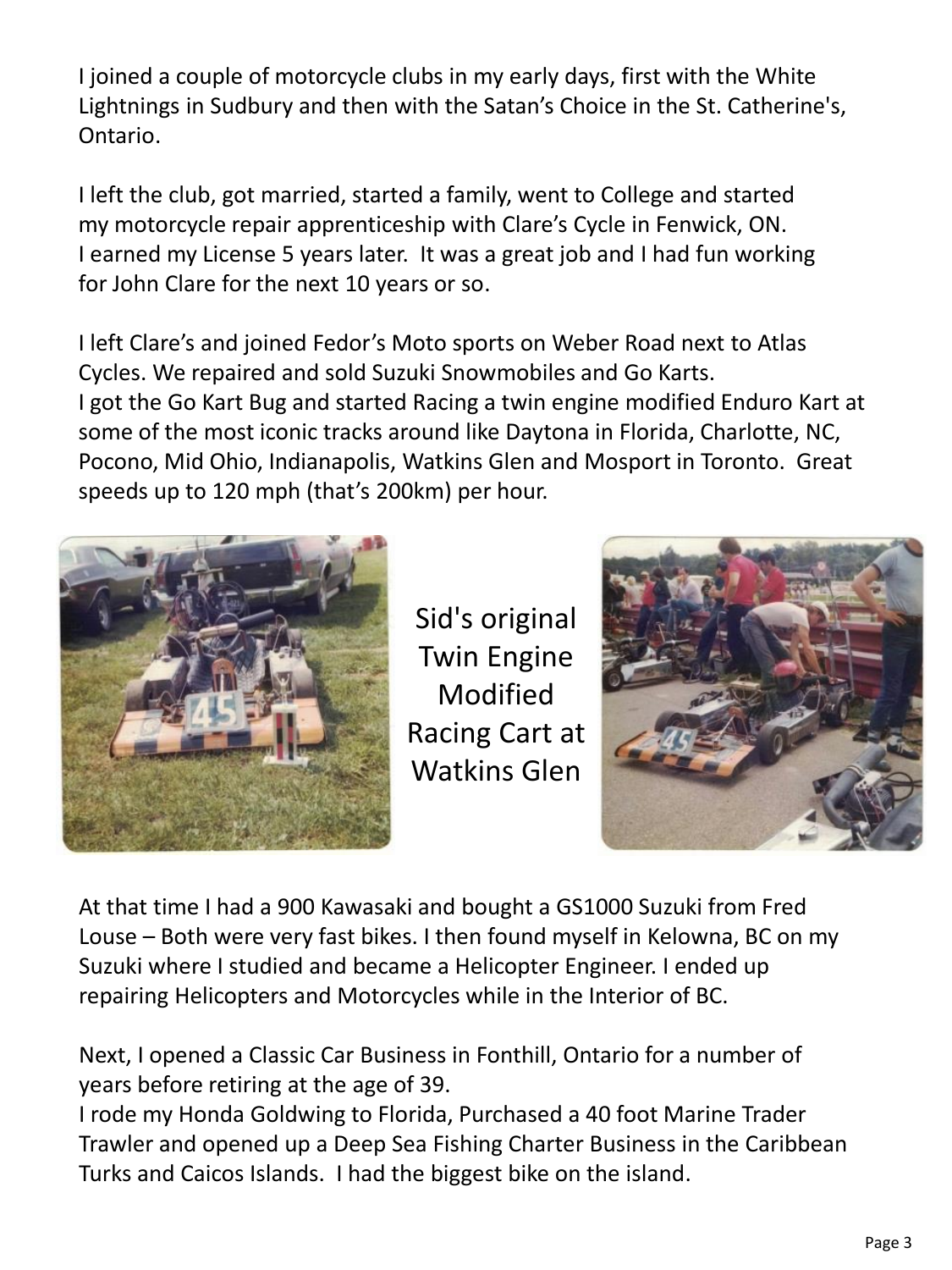I joined a couple of motorcycle clubs in my early days, first with the White Lightnings in Sudbury and then with the Satan's Choice in the St. Catherine's, Ontario.

I left the club, got married, started a family, went to College and started my motorcycle repair apprenticeship with Clare's Cycle in Fenwick, ON. I earned my License 5 years later. It was a great job and I had fun working for John Clare for the next 10 years or so.

I left Clare's and joined Fedor's Moto sports on Weber Road next to Atlas Cycles. We repaired and sold Suzuki Snowmobiles and Go Karts.
I got the Go Kart Bug and started Racing a twin engine modified Enduro Kart at some of the most iconic tracks around like Daytona in Florida, Charlotte, NC, Pocono, Mid Ohio, Indianapolis, Watkins Glen and Mosport in Toronto. Great speeds up to 120 mph (that's 200km) per hour.

Sid's original Twin Engine Modified Racing Cart at Watkins Glen

At that time I had a 900 Kawasaki and bought a GS1000 Suzuki from Fred Louse – Both were very fast bikes. I then found myself in Kelowna, BC on my Suzuki where I studied and became a Helicopter Engineer. I ended up repairing Helicopters and Motorcycles while in the Interior of BC.

Next, I opened a Classic Car Business in Fonthill, Ontario for a number of years before retiring at the age of 39.
I rode my Honda Goldwing to Florida, Purchased a 40 foot Marine Trader Trawler and opened up a Deep Sea Fishing Charter Business in the Caribbean Turks and Caicos Islands. I had the biggest bike on the island.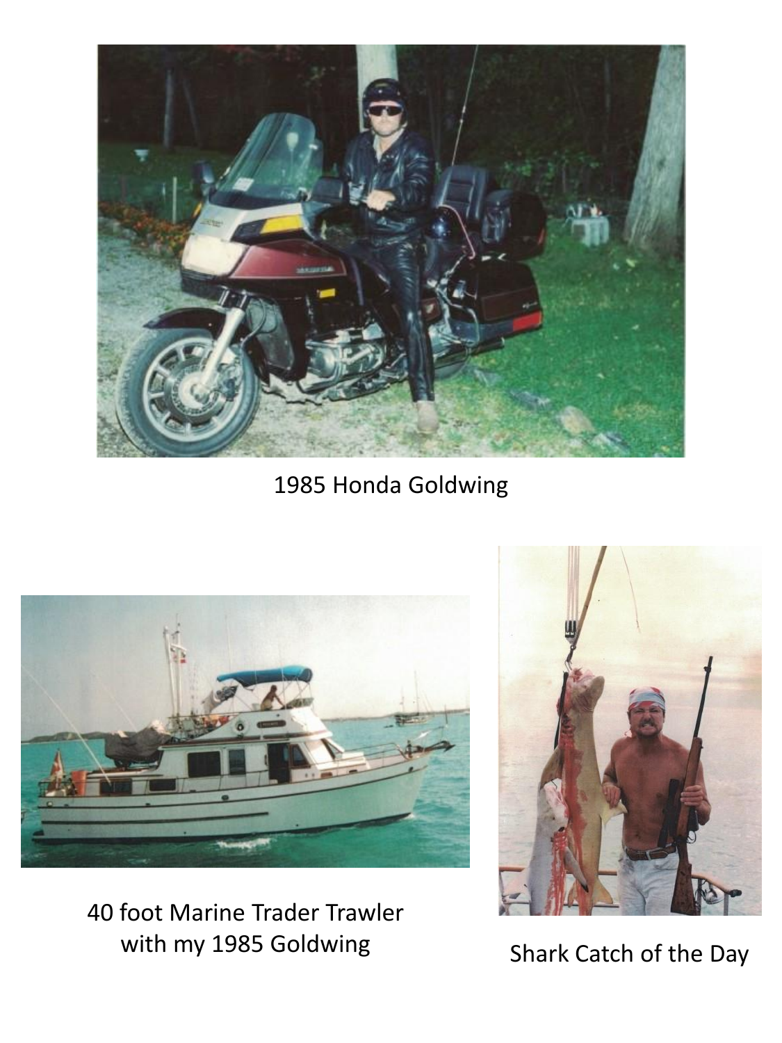1985 Honda Goldwing

40 foot Marine Trader Trawler with my 1985 Goldwing

Shark Catch of the Day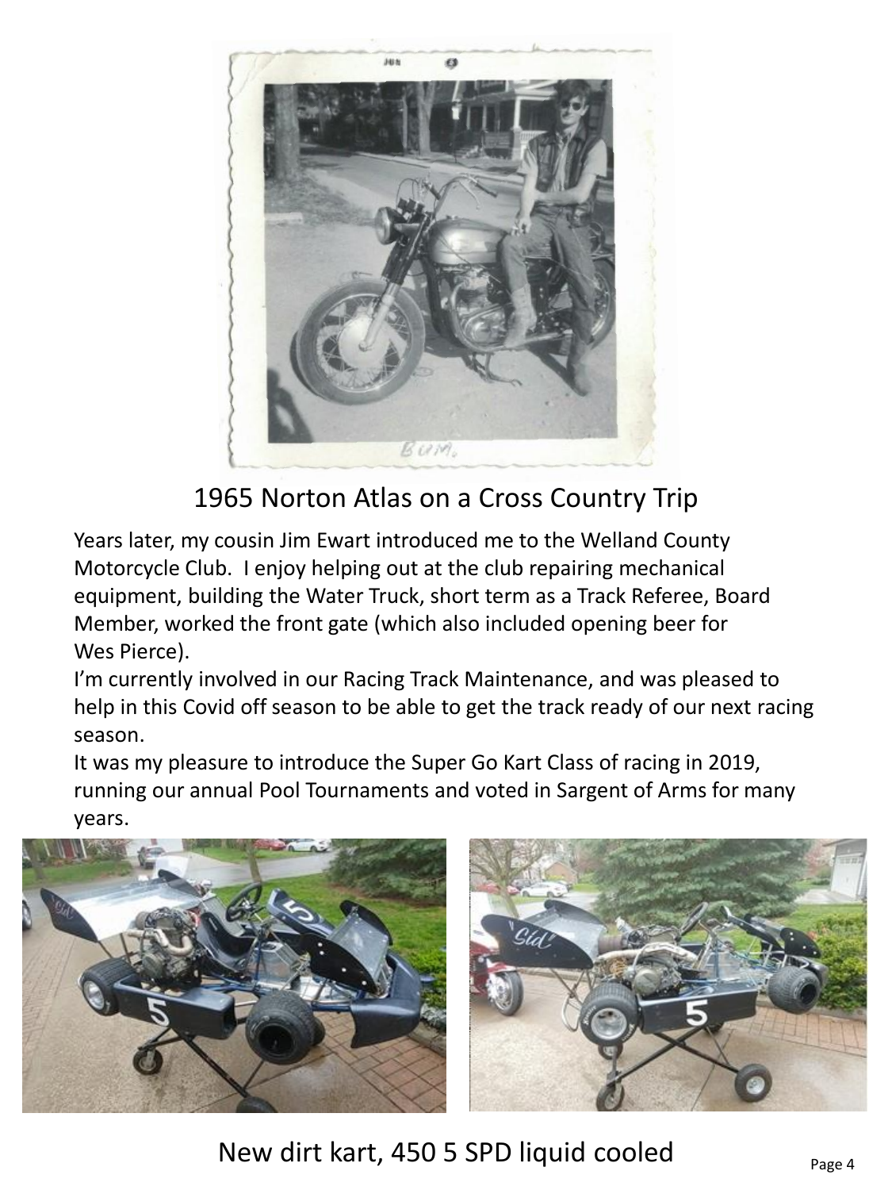1965 Norton Atlas on a Cross Country Trip

Years later, my cousin Jim Ewart introduced me to the Welland County Motorcycle Club. I enjoy helping out at the club repairing mechanical equipment, building the Water Truck, short term as a Track Referee, Board Member, worked the front gate (which also included opening beer for Wes Pierce).

I'm currently involved in our Racing Track Maintenance, and was pleased to help in this Covid off season to be able to get the track ready of our next racing season.

It was my pleasure to introduce the Super Go Kart Class of racing in 2019, running our annual Pool Tournaments and voted in Sargent of Arms for many years.

New dirt kart, 450 5 SPD liquid cooled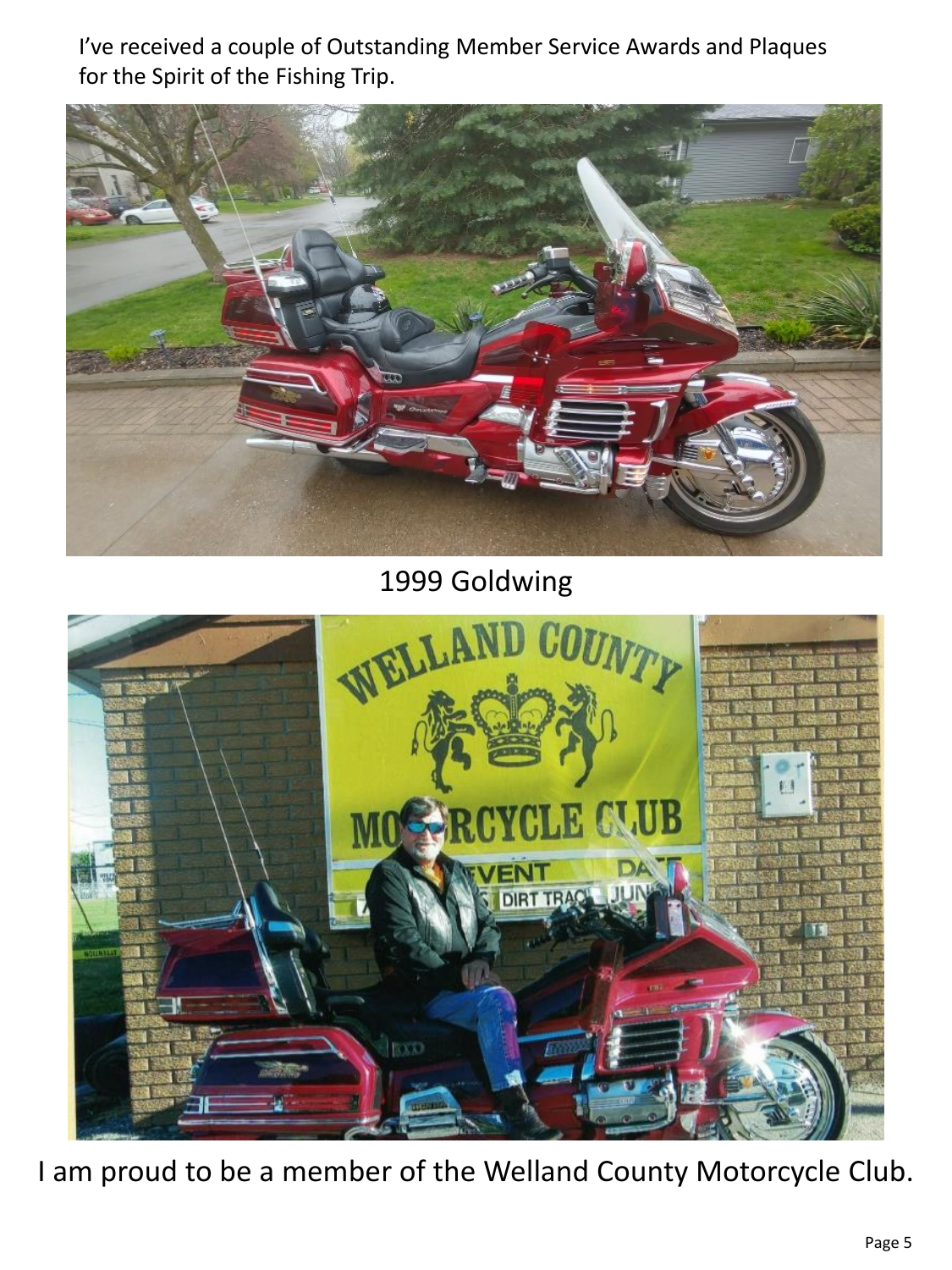I've received a couple of Outstanding Member Service Awards and Plaques for the Spirit of the Fishing Trip.

1999 Goldwing

I am proud to be a member of the Welland County Motorcycle Club.